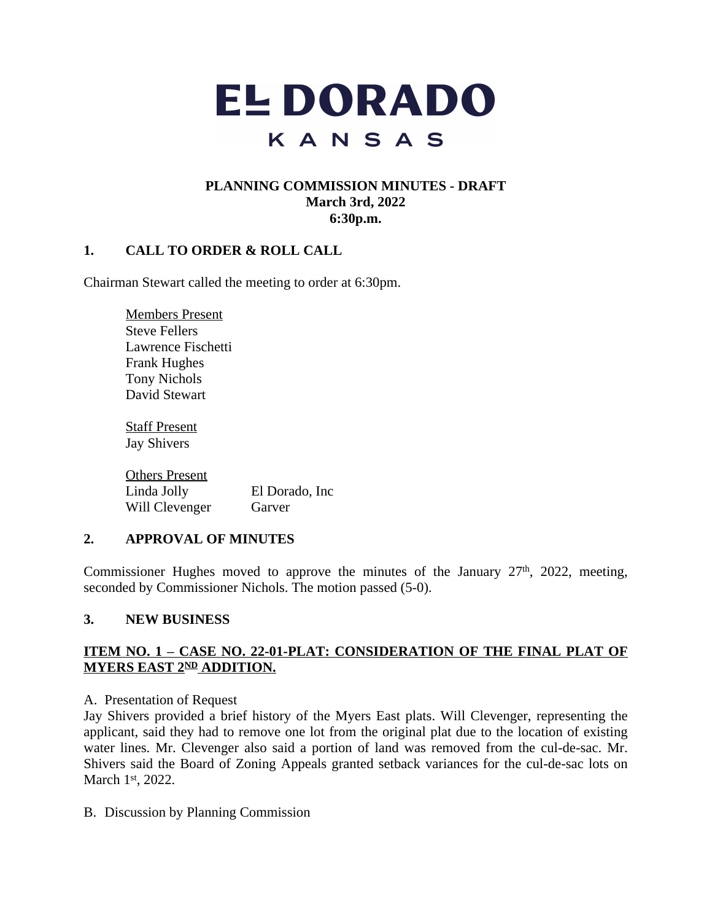# EL DORADO
## KANSAS

**PLANNING COMMISSION MINUTES - DRAFT**
**March 3rd, 2022**
**6:30p.m.**

## 1. CALL TO ORDER & ROLL CALL

Chairman Stewart called the meeting to order at 6:30pm.

Members Present
Steve Fellers
Lawrence Fischetti
Frank Hughes
Tony Nichols
David Stewart

Staff Present
Jay Shivers

Others Present
Linda Jolly — El Dorado, Inc
Will Clevenger — Garver

## 2. APPROVAL OF MINUTES

Commissioner Hughes moved to approve the minutes of the January 27th, 2022, meeting, seconded by Commissioner Nichols. The motion passed (5-0).

## 3. NEW BUSINESS

**ITEM NO. 1 – CASE NO. 22-01-PLAT: CONSIDERATION OF THE FINAL PLAT OF MYERS EAST 2ND ADDITION.**

A. Presentation of Request
Jay Shivers provided a brief history of the Myers East plats. Will Clevenger, representing the applicant, said they had to remove one lot from the original plat due to the location of existing water lines. Mr. Clevenger also said a portion of land was removed from the cul-de-sac. Mr. Shivers said the Board of Zoning Appeals granted setback variances for the cul-de-sac lots on March 1st, 2022.

B. Discussion by Planning Commission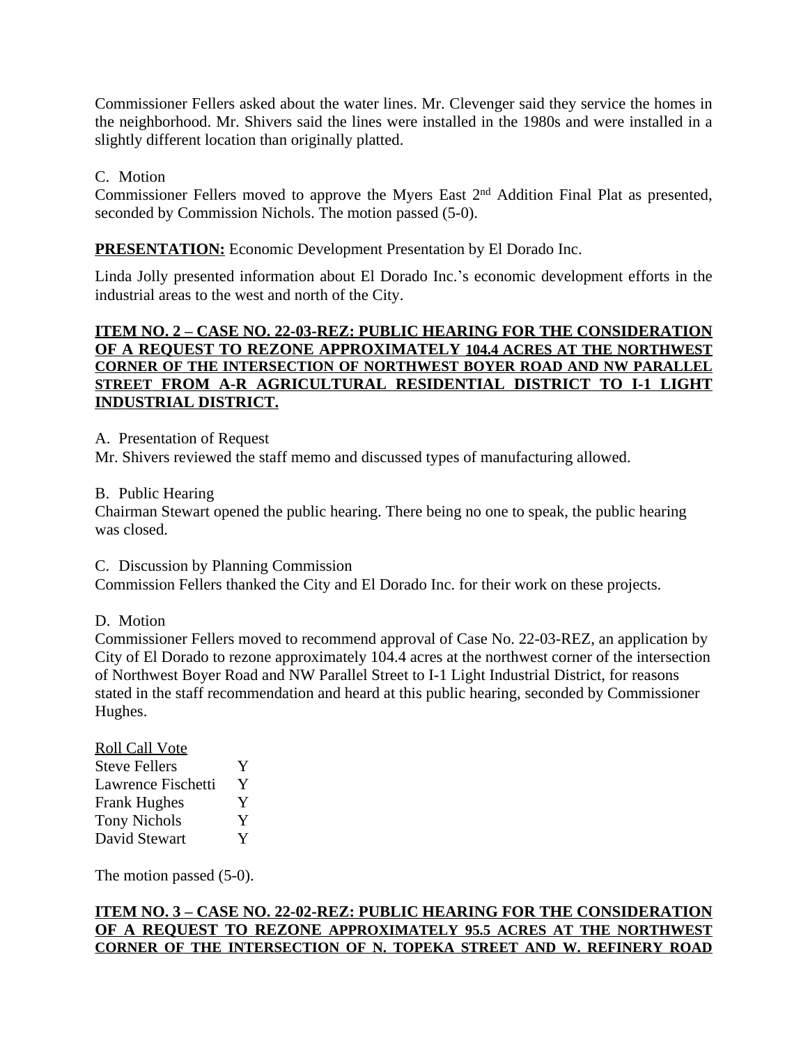Commissioner Fellers asked about the water lines. Mr. Clevenger said they service the homes in the neighborhood. Mr. Shivers said the lines were installed in the 1980s and were installed in a slightly different location than originally platted.

C. Motion

Commissioner Fellers moved to approve the Myers East 2nd Addition Final Plat as presented, seconded by Commission Nichols. The motion passed (5-0).

**PRESENTATION:** Economic Development Presentation by El Dorado Inc.

Linda Jolly presented information about El Dorado Inc.'s economic development efforts in the industrial areas to the west and north of the City.

**ITEM NO. 2 – CASE NO. 22-03-REZ: PUBLIC HEARING FOR THE CONSIDERATION OF A REQUEST TO REZONE APPROXIMATELY 104.4 ACRES AT THE NORTHWEST CORNER OF THE INTERSECTION OF NORTHWEST BOYER ROAD AND NW PARALLEL STREET FROM A-R AGRICULTURAL RESIDENTIAL DISTRICT TO I-1 LIGHT INDUSTRIAL DISTRICT.**

A. Presentation of Request

Mr. Shivers reviewed the staff memo and discussed types of manufacturing allowed.

B. Public Hearing

Chairman Stewart opened the public hearing. There being no one to speak, the public hearing was closed.

C. Discussion by Planning Commission

Commission Fellers thanked the City and El Dorado Inc. for their work on these projects.

D. Motion

Commissioner Fellers moved to recommend approval of Case No. 22-03-REZ, an application by City of El Dorado to rezone approximately 104.4 acres at the northwest corner of the intersection of Northwest Boyer Road and NW Parallel Street to I-1 Light Industrial District, for reasons stated in the staff recommendation and heard at this public hearing, seconded by Commissioner Hughes.

Roll Call Vote

| | |
|---|---|
| Steve Fellers | Y |
| Lawrence Fischetti | Y |
| Frank Hughes | Y |
| Tony Nichols | Y |
| David Stewart | Y |

The motion passed (5-0).

**ITEM NO. 3 – CASE NO. 22-02-REZ: PUBLIC HEARING FOR THE CONSIDERATION OF A REQUEST TO REZONE APPROXIMATELY 95.5 ACRES AT THE NORTHWEST CORNER OF THE INTERSECTION OF N. TOPEKA STREET AND W. REFINERY ROAD**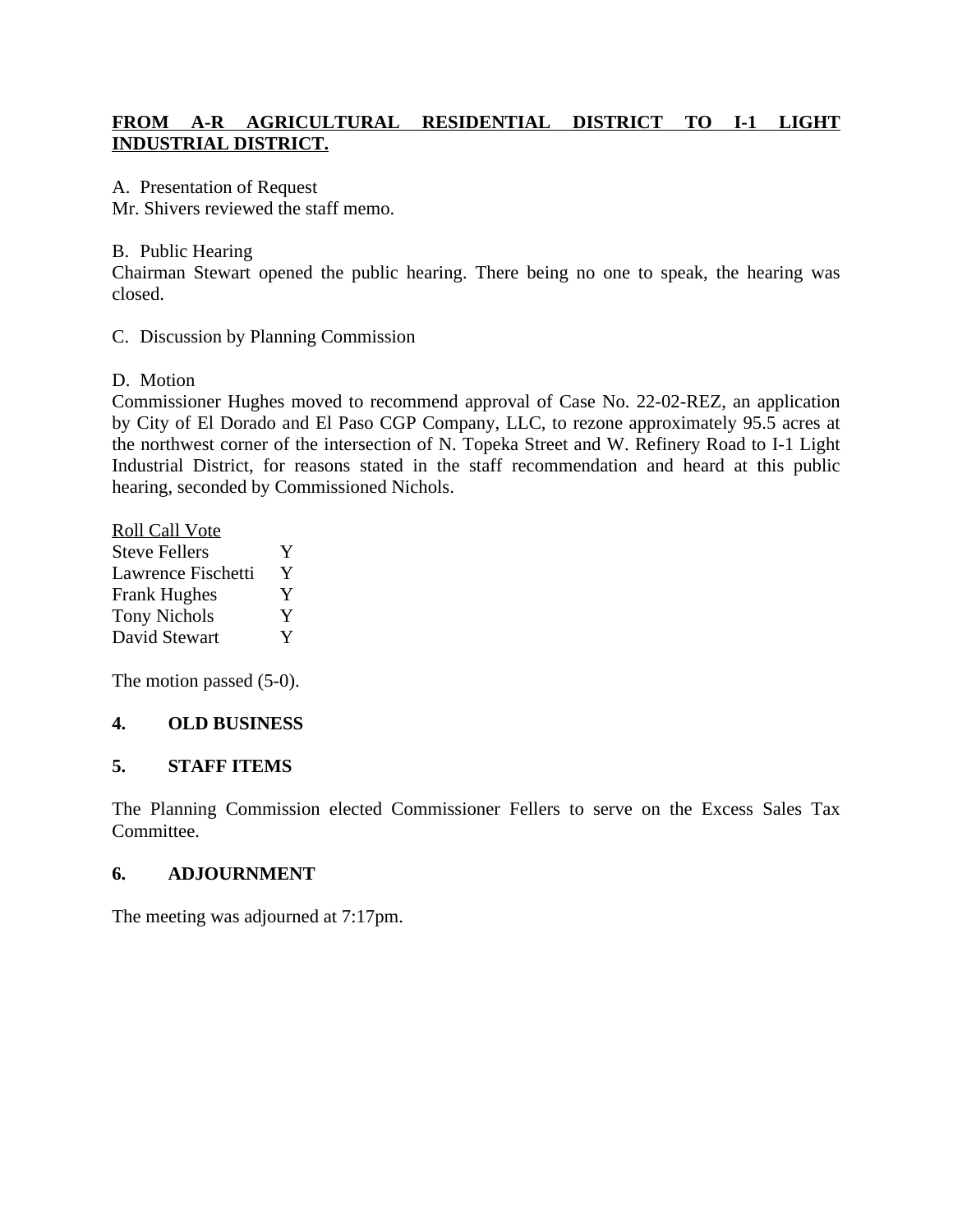**FROM A-R AGRICULTURAL RESIDENTIAL DISTRICT TO I-1 LIGHT INDUSTRIAL DISTRICT.**

A. Presentation of Request
Mr. Shivers reviewed the staff memo.

B. Public Hearing
Chairman Stewart opened the public hearing. There being no one to speak, the hearing was closed.

C. Discussion by Planning Commission

D. Motion
Commissioner Hughes moved to recommend approval of Case No. 22-02-REZ, an application by City of El Dorado and El Paso CGP Company, LLC, to rezone approximately 95.5 acres at the northwest corner of the intersection of N. Topeka Street and W. Refinery Road to I-1 Light Industrial District, for reasons stated in the staff recommendation and heard at this public hearing, seconded by Commissioned Nichols.

Roll Call Vote

| | |
|---|---|
| Steve Fellers | Y |
| Lawrence Fischetti | Y |
| Frank Hughes | Y |
| Tony Nichols | Y |
| David Stewart | Y |

The motion passed (5-0).

**4. OLD BUSINESS**

**5. STAFF ITEMS**

The Planning Commission elected Commissioner Fellers to serve on the Excess Sales Tax Committee.

**6. ADJOURNMENT**

The meeting was adjourned at 7:17pm.